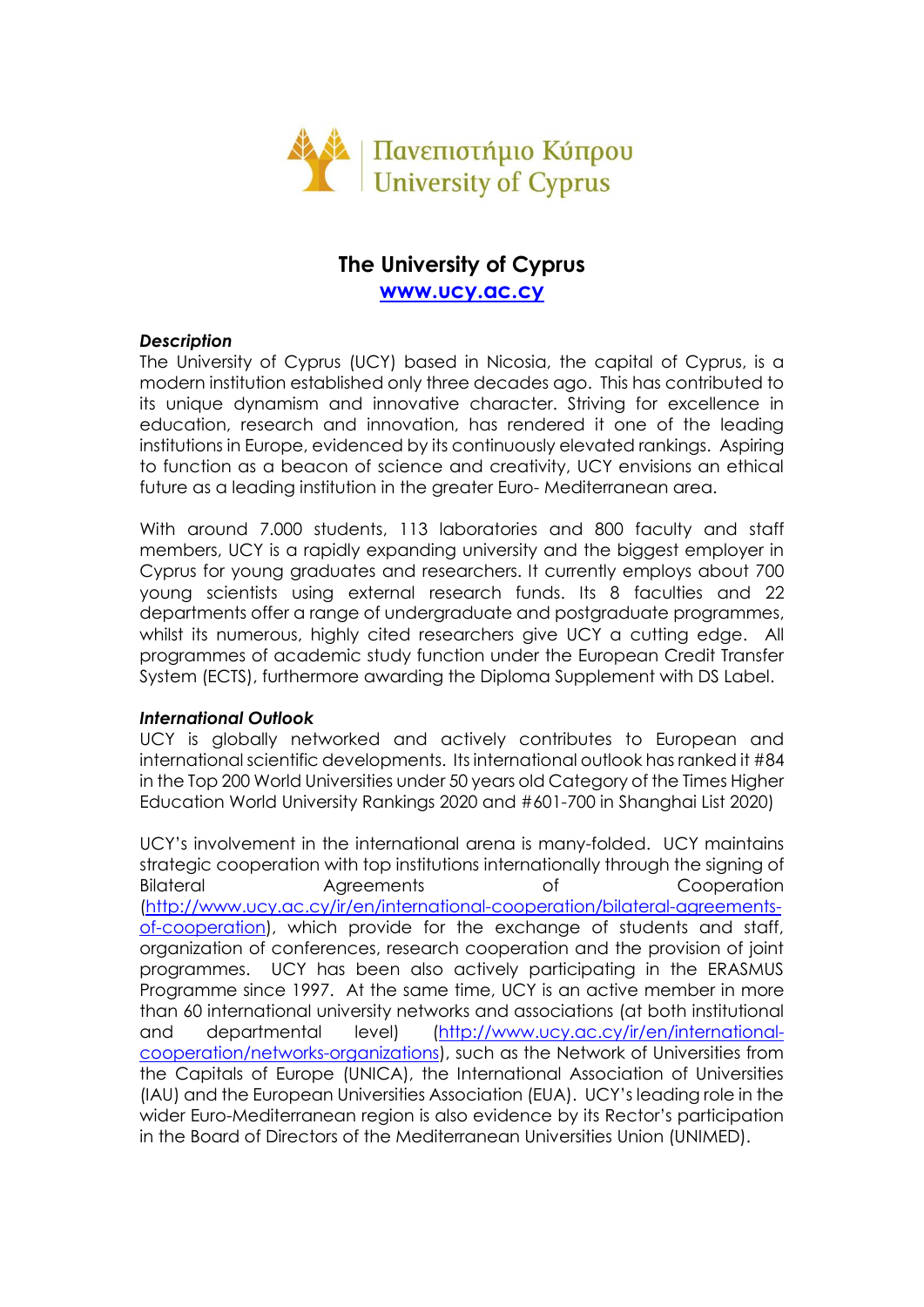Πανεπιστήμιο Κύπρου
University of Cyprus

# The University of Cyprus

**[www.ucy.ac.cy](http://www.ucy.ac.cy)**

***Description***

The University of Cyprus (UCY) based in Nicosia, the capital of Cyprus, is a modern institution established only three decades ago. This has contributed to its unique dynamism and innovative character. Striving for excellence in education, research and innovation, has rendered it one of the leading institutions in Europe, evidenced by its continuously elevated rankings. Aspiring to function as a beacon of science and creativity, UCY envisions an ethical future as a leading institution in the greater Euro- Mediterranean area.

With around 7.000 students, 113 laboratories and 800 faculty and staff members, UCY is a rapidly expanding university and the biggest employer in Cyprus for young graduates and researchers. It currently employs about 700 young scientists using external research funds. Its 8 faculties and 22 departments offer a range of undergraduate and postgraduate programmes, whilst its numerous, highly cited researchers give UCY a cutting edge. All programmes of academic study function under the European Credit Transfer System (ECTS), furthermore awarding the Diploma Supplement with DS Label.

***International Outlook***

UCY is globally networked and actively contributes to European and international scientific developments. Its international outlook has ranked it #84 in the Top 200 World Universities under 50 years old Category of the Times Higher Education World University Rankings 2020 and #601-700 in Shanghai List 2020)

UCY's involvement in the international arena is many-folded. UCY maintains strategic cooperation with top institutions internationally through the signing of Bilateral Agreements of Cooperation (http://www.ucy.ac.cy/ir/en/international-cooperation/bilateral-agreements-of-cooperation), which provide for the exchange of students and staff, organization of conferences, research cooperation and the provision of joint programmes. UCY has been also actively participating in the ERASMUS Programme since 1997. At the same time, UCY is an active member in more than 60 international university networks and associations (at both institutional and departmental level) (http://www.ucy.ac.cy/ir/en/international-cooperation/networks-organizations), such as the Network of Universities from the Capitals of Europe (UNICA), the International Association of Universities (IAU) and the European Universities Association (EUA). UCY's leading role in the wider Euro-Mediterranean region is also evidence by its Rector's participation in the Board of Directors of the Mediterranean Universities Union (UNIMED).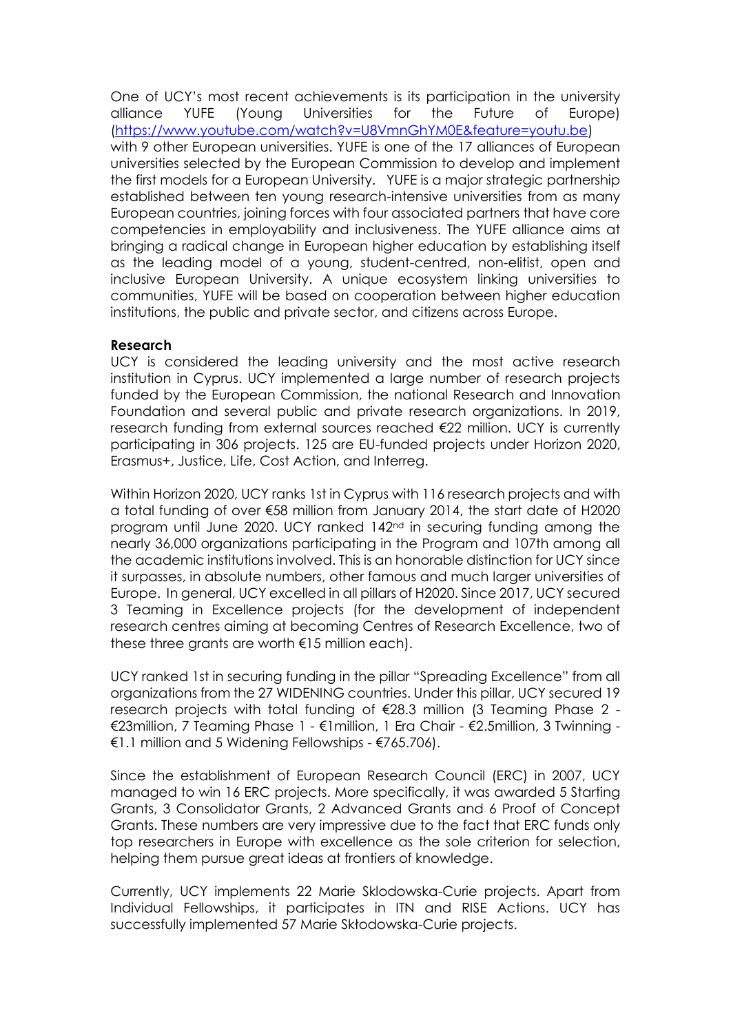One of UCY's most recent achievements is its participation in the university alliance YUFE (Young Universities for the Future of Europe) (https://www.youtube.com/watch?v=U8VmnGhYM0E&feature=youtu.be) with 9 other European universities. YUFE is one of the 17 alliances of European universities selected by the European Commission to develop and implement the first models for a European University. YUFE is a major strategic partnership established between ten young research-intensive universities from as many European countries, joining forces with four associated partners that have core competencies in employability and inclusiveness. The YUFE alliance aims at bringing a radical change in European higher education by establishing itself as the leading model of a young, student-centred, non-elitist, open and inclusive European University. A unique ecosystem linking universities to communities, YUFE will be based on cooperation between higher education institutions, the public and private sector, and citizens across Europe.

**Research**

UCY is considered the leading university and the most active research institution in Cyprus. UCY implemented a large number of research projects funded by the European Commission, the national Research and Innovation Foundation and several public and private research organizations. In 2019, research funding from external sources reached €22 million. UCY is currently participating in 306 projects. 125 are EU-funded projects under Horizon 2020, Erasmus+, Justice, Life, Cost Action, and Interreg.

Within Horizon 2020, UCY ranks 1st in Cyprus with 116 research projects and with a total funding of over €58 million from January 2014, the start date of H2020 program until June 2020. UCY ranked 142nd in securing funding among the nearly 36,000 organizations participating in the Program and 107th among all the academic institutions involved. This is an honorable distinction for UCY since it surpasses, in absolute numbers, other famous and much larger universities of Europe. In general, UCY excelled in all pillars of H2020. Since 2017, UCY secured 3 Teaming in Excellence projects (for the development of independent research centres aiming at becoming Centres of Research Excellence, two of these three grants are worth €15 million each).

UCY ranked 1st in securing funding in the pillar "Spreading Excellence" from all organizations from the 27 WIDENING countries. Under this pillar, UCY secured 19 research projects with total funding of €28.3 million (3 Teaming Phase 2 - €23million, 7 Teaming Phase 1 - €1million, 1 Era Chair - €2.5million, 3 Twinning - €1.1 million and 5 Widening Fellowships - €765.706).

Since the establishment of European Research Council (ERC) in 2007, UCY managed to win 16 ERC projects. More specifically, it was awarded 5 Starting Grants, 3 Consolidator Grants, 2 Advanced Grants and 6 Proof of Concept Grants. These numbers are very impressive due to the fact that ERC funds only top researchers in Europe with excellence as the sole criterion for selection, helping them pursue great ideas at frontiers of knowledge.

Currently, UCY implements 22 Marie Sklodowska-Curie projects. Apart from Individual Fellowships, it participates in ITN and RISE Actions. UCY has successfully implemented 57 Marie Skłodowska-Curie projects.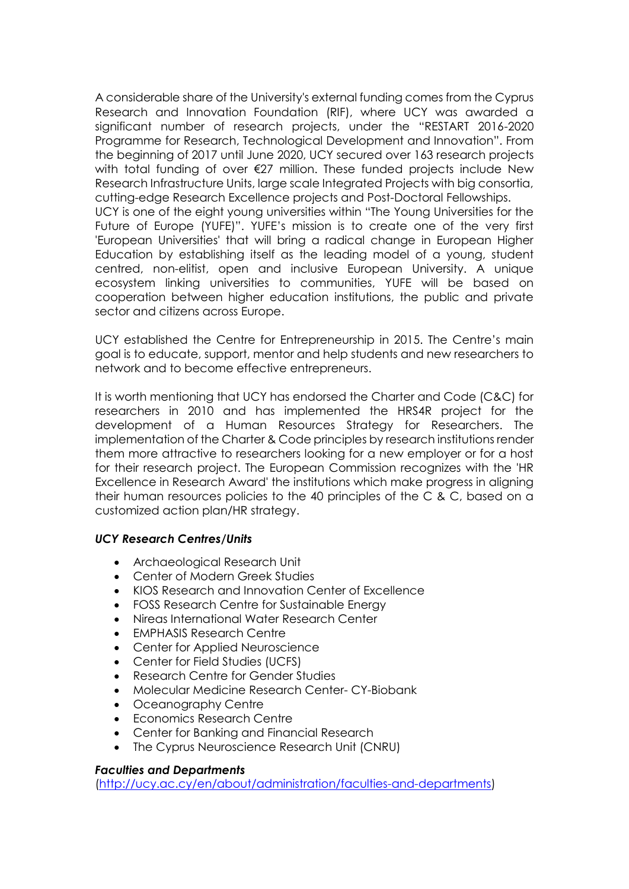A considerable share of the University's external funding comes from the Cyprus Research and Innovation Foundation (RIF), where UCY was awarded a significant number of research projects, under the "RESTART 2016-2020 Programme for Research, Technological Development and Innovation". From the beginning of 2017 until June 2020, UCY secured over 163 research projects with total funding of over €27 million. These funded projects include New Research Infrastructure Units, large scale Integrated Projects with big consortia, cutting-edge Research Excellence projects and Post-Doctoral Fellowships.
UCY is one of the eight young universities within "The Young Universities for the Future of Europe (YUFE)". YUFE's mission is to create one of the very first 'European Universities' that will bring a radical change in European Higher Education by establishing itself as the leading model of a young, student centred, non-elitist, open and inclusive European University. A unique ecosystem linking universities to communities, YUFE will be based on cooperation between higher education institutions, the public and private sector and citizens across Europe.

UCY established the Centre for Entrepreneurship in 2015. The Centre's main goal is to educate, support, mentor and help students and new researchers to network and to become effective entrepreneurs.

It is worth mentioning that UCY has endorsed the Charter and Code (C&C) for researchers in 2010 and has implemented the HRS4R project for the development of a Human Resources Strategy for Researchers. The implementation of the Charter & Code principles by research institutions render them more attractive to researchers looking for a new employer or for a host for their research project. The European Commission recognizes with the 'HR Excellence in Research Award' the institutions which make progress in aligning their human resources policies to the 40 principles of the C & C, based on a customized action plan/HR strategy.

***UCY Research Centres/Units***

- Archaeological Research Unit
- Center of Modern Greek Studies
- KIOS Research and Innovation Center of Excellence
- FOSS Research Centre for Sustainable Energy
- Nireas International Water Research Center
- EMPHASIS Research Centre
- Center for Applied Neuroscience
- Center for Field Studies (UCFS)
- Research Centre for Gender Studies
- Molecular Medicine Research Center- CY-Biobank
- Oceanography Centre
- Economics Research Centre
- Center for Banking and Financial Research
- The Cyprus Neuroscience Research Unit (CNRU)

***Faculties and Departments***
(http://ucy.ac.cy/en/about/administration/faculties-and-departments)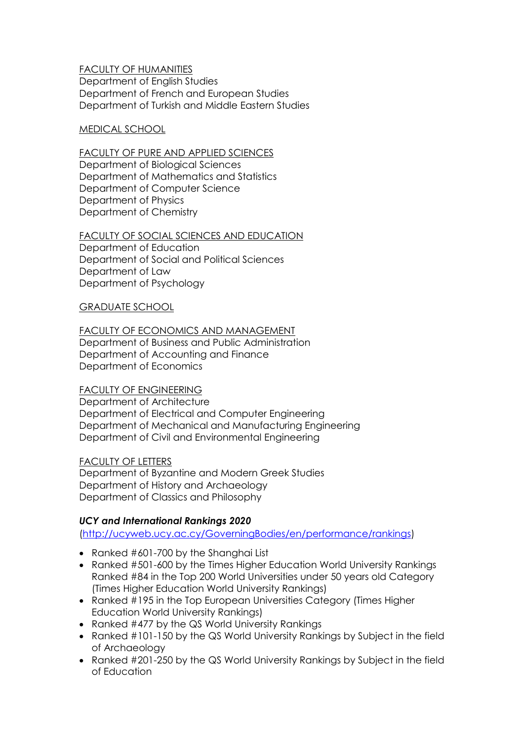<u>FACULTY OF HUMANITIES</u>
Department of English Studies
Department of French and European Studies
Department of Turkish and Middle Eastern Studies

<u>MEDICAL SCHOOL</u>

<u>FACULTY OF PURE AND APPLIED SCIENCES</u>
Department of Biological Sciences
Department of Mathematics and Statistics
Department of Computer Science
Department of Physics
Department of Chemistry

<u>FACULTY OF SOCIAL SCIENCES AND EDUCATION</u>
Department of Education
Department of Social and Political Sciences
Department of Law
Department of Psychology

<u>GRADUATE SCHOOL</u>

<u>FACULTY OF ECONOMICS AND MANAGEMENT</u>
Department of Business and Public Administration
Department of Accounting and Finance
Department of Economics

<u>FACULTY OF ENGINEERING</u>
Department of Architecture
Department of Electrical and Computer Engineering
Department of Mechanical and Manufacturing Engineering
Department of Civil and Environmental Engineering

<u>FACULTY OF LETTERS</u>
Department of Byzantine and Modern Greek Studies
Department of History and Archaeology
Department of Classics and Philosophy

***UCY and International Rankings 2020***

(http://ucyweb.ucy.ac.cy/GoverningBodies/en/performance/rankings)

- Ranked #601-700 by the Shanghai List
- Ranked #501-600 by the Times Higher Education World University Rankings
  Ranked #84 in the Top 200 World Universities under 50 years old Category (Times Higher Education World University Rankings)
- Ranked #195 in the Top European Universities Category (Times Higher Education World University Rankings)
- Ranked #477 by the QS World University Rankings
- Ranked #101-150 by the QS World University Rankings by Subject in the field of Archaeology
- Ranked #201-250 by the QS World University Rankings by Subject in the field of Education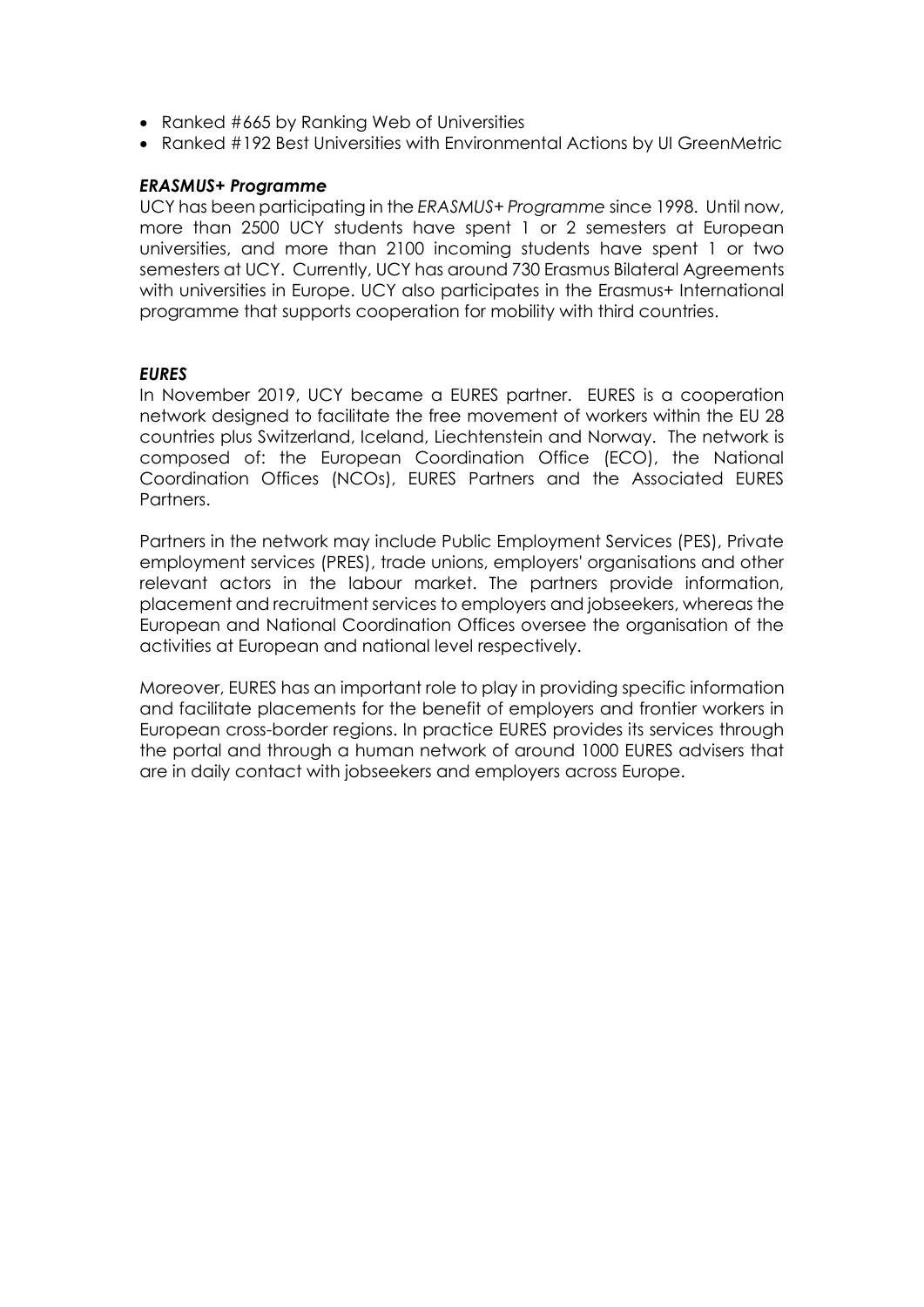- Ranked #665 by Ranking Web of Universities
- Ranked #192 Best Universities with Environmental Actions by UI GreenMetric

***ERASMUS+ Programme***

UCY has been participating in the *ERASMUS+ Programme* since 1998. Until now, more than 2500 UCY students have spent 1 or 2 semesters at European universities, and more than 2100 incoming students have spent 1 or two semesters at UCY. Currently, UCY has around 730 Erasmus Bilateral Agreements with universities in Europe. UCY also participates in the Erasmus+ International programme that supports cooperation for mobility with third countries.

***EURES***

In November 2019, UCY became a EURES partner. EURES is a cooperation network designed to facilitate the free movement of workers within the EU 28 countries plus Switzerland, Iceland, Liechtenstein and Norway. The network is composed of: the European Coordination Office (ECO), the National Coordination Offices (NCOs), EURES Partners and the Associated EURES Partners.

Partners in the network may include Public Employment Services (PES), Private employment services (PRES), trade unions, employers' organisations and other relevant actors in the labour market. The partners provide information, placement and recruitment services to employers and jobseekers, whereas the European and National Coordination Offices oversee the organisation of the activities at European and national level respectively.

Moreover, EURES has an important role to play in providing specific information and facilitate placements for the benefit of employers and frontier workers in European cross-border regions. In practice EURES provides its services through the portal and through a human network of around 1000 EURES advisers that are in daily contact with jobseekers and employers across Europe.